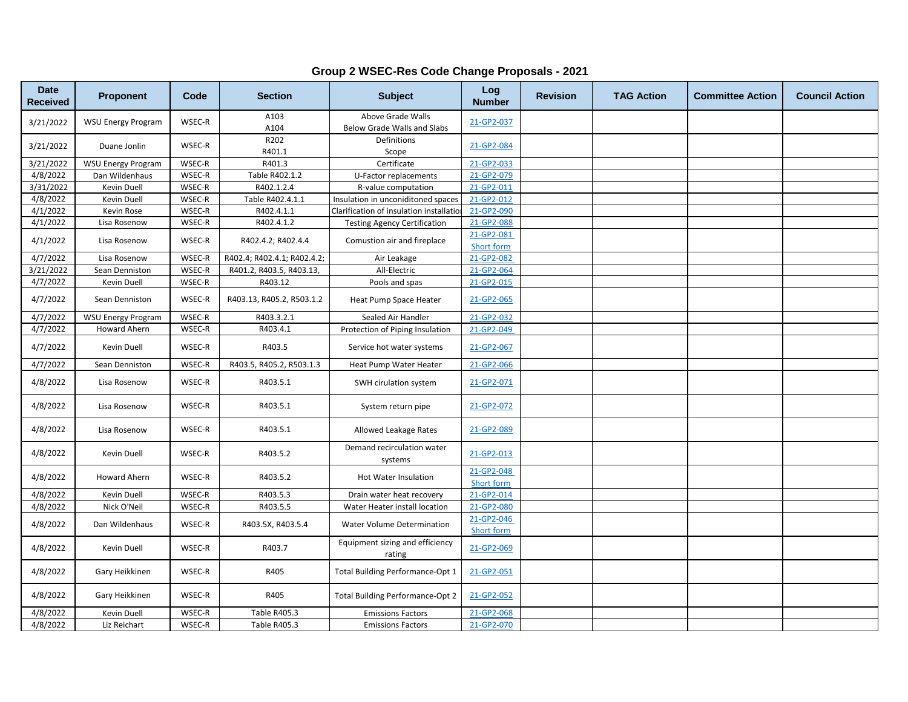# Group 2 WSEC-Res Code Change Proposals - 2021

| Date Received | Proponent | Code | Section | Subject | Log Number | Revision | TAG Action | Committee Action | Council Action |
|---|---|---|---|---|---|---|---|---|---|
| 3/21/2022 | WSU Energy Program | WSEC-R | A103<br>A104 | Above Grade Walls<br>Below Grade Walls and Slabs | 21-GP2-037 | | | | |
| 3/21/2022 | Duane Jonlin | WSEC-R | R202<br>R401.1 | Definitions<br>Scope | 21-GP2-084 | | | | |
| 3/21/2022 | WSU Energy Program | WSEC-R | R401.3 | Certificate | 21-GP2-033 | | | | |
| 4/8/2022 | Dan Wildenhaus | WSEC-R | Table R402.1.2 | U-Factor replacements | 21-GP2-079 | | | | |
| 3/31/2022 | Kevin Duell | WSEC-R | R402.1.2.4 | R-value computation | 21-GP2-011 | | | | |
| 4/8/2022 | Kevin Duell | WSEC-R | Table R402.4.1.1 | Insulation in unconiditoned spaces | 21-GP2-012 | | | | |
| 4/1/2022 | Kevin Rose | WSEC-R | R402.4.1.1 | Clarification of insulation installatio | 21-GP2-090 | | | | |
| 4/1/2022 | Lisa Rosenow | WSEC-R | R402.4.1.2 | Testing Agency Certification | 21-GP2-088 | | | | |
| 4/1/2022 | Lisa Rosenow | WSEC-R | R402.4.2; R402.4.4 | Comustion air and fireplace | 21-GP2-081<br>Short form | | | | |
| 4/7/2022 | Lisa Rosenow | WSEC-R | R402.4; R402.4.1; R402.4.2; | Air Leakage | 21-GP2-082 | | | | |
| 3/21/2022 | Sean Denniston | WSEC-R | R401.2, R403.5, R403.13, | All-Electric | 21-GP2-064 | | | | |
| 4/7/2022 | Kevin Duell | WSEC-R | R403.12 | Pools and spas | 21-GP2-015 | | | | |
| 4/7/2022 | Sean Denniston | WSEC-R | R403.13, R405.2, R503.1.2 | Heat Pump Space Heater | 21-GP2-065 | | | | |
| 4/7/2022 | WSU Energy Program | WSEC-R | R403.3.2.1 | Sealed Air Handler | 21-GP2-032 | | | | |
| 4/7/2022 | Howard Ahern | WSEC-R | R403.4.1 | Protection of Piping Insulation | 21-GP2-049 | | | | |
| 4/7/2022 | Kevin Duell | WSEC-R | R403.5 | Service hot water systems | 21-GP2-067 | | | | |
| 4/7/2022 | Sean Denniston | WSEC-R | R403.5, R405.2, R503.1.3 | Heat Pump Water Heater | 21-GP2-066 | | | | |
| 4/8/2022 | Lisa Rosenow | WSEC-R | R403.5.1 | SWH cirulation system | 21-GP2-071 | | | | |
| 4/8/2022 | Lisa Rosenow | WSEC-R | R403.5.1 | System return pipe | 21-GP2-072 | | | | |
| 4/8/2022 | Lisa Rosenow | WSEC-R | R403.5.1 | Allowed Leakage Rates | 21-GP2-089 | | | | |
| 4/8/2022 | Kevin Duell | WSEC-R | R403.5.2 | Demand recirculation water systems | 21-GP2-013 | | | | |
| 4/8/2022 | Howard Ahern | WSEC-R | R403.5.2 | Hot Water Insulation | 21-GP2-048<br>Short form | | | | |
| 4/8/2022 | Kevin Duell | WSEC-R | R403.5.3 | Drain water heat recovery | 21-GP2-014 | | | | |
| 4/8/2022 | Nick O'Neil | WSEC-R | R403.5.5 | Water Heater install location | 21-GP2-080 | | | | |
| 4/8/2022 | Dan Wildenhaus | WSEC-R | R403.5X, R403.5.4 | Water Volume Determination | 21-GP2-046<br>Short form | | | | |
| 4/8/2022 | Kevin Duell | WSEC-R | R403.7 | Equipment sizing and efficiency rating | 21-GP2-069 | | | | |
| 4/8/2022 | Gary Heikkinen | WSEC-R | R405 | Total Building Performance-Opt 1 | 21-GP2-051 | | | | |
| 4/8/2022 | Gary Heikkinen | WSEC-R | R405 | Total Building Performance-Opt 2 | 21-GP2-052 | | | | |
| 4/8/2022 | Kevin Duell | WSEC-R | Table R405.3 | Emissions Factors | 21-GP2-068 | | | | |
| 4/8/2022 | Liz Reichart | WSEC-R | Table R405.3 | Emissions Factors | 21-GP2-070 | | | | |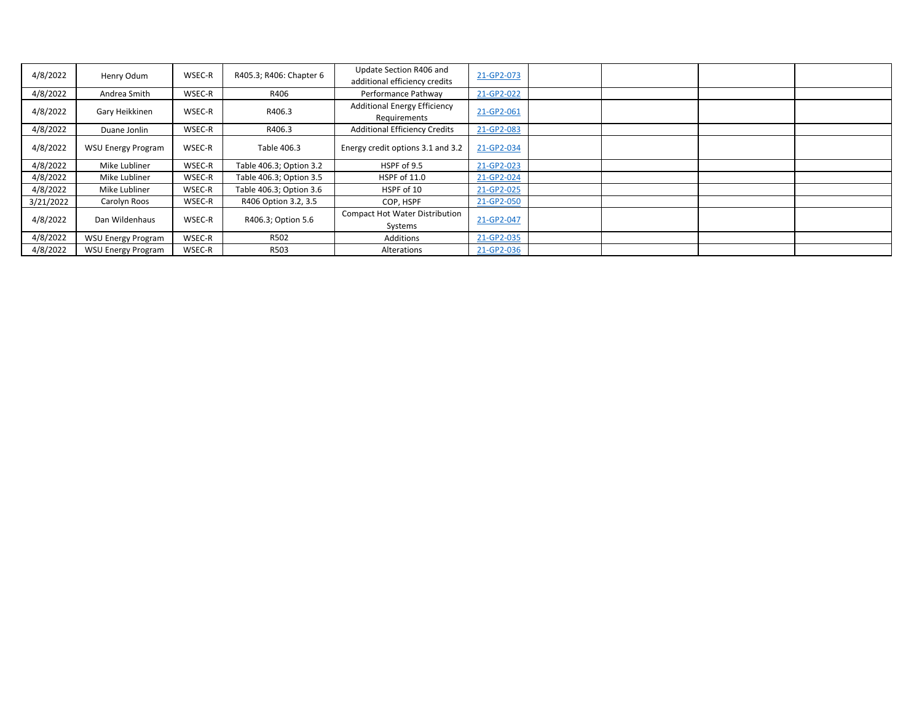| | | | | | | | | | |
|---|---|---|---|---|---|---|---|---|---|
| 4/8/2022 | Henry Odum | WSEC-R | R405.3; R406: Chapter 6 | Update Section R406 and additional efficiency credits | 21-GP2-073 | | | | |
| 4/8/2022 | Andrea Smith | WSEC-R | R406 | Performance Pathway | 21-GP2-022 | | | | |
| 4/8/2022 | Gary Heikkinen | WSEC-R | R406.3 | Additional Energy Efficiency Requirements | 21-GP2-061 | | | | |
| 4/8/2022 | Duane Jonlin | WSEC-R | R406.3 | Additional Efficiency Credits | 21-GP2-083 | | | | |
| 4/8/2022 | WSU Energy Program | WSEC-R | Table 406.3 | Energy credit options 3.1 and 3.2 | 21-GP2-034 | | | | |
| 4/8/2022 | Mike Lubliner | WSEC-R | Table 406.3; Option 3.2 | HSPF of 9.5 | 21-GP2-023 | | | | |
| 4/8/2022 | Mike Lubliner | WSEC-R | Table 406.3; Option 3.5 | HSPF of 11.0 | 21-GP2-024 | | | | |
| 4/8/2022 | Mike Lubliner | WSEC-R | Table 406.3; Option 3.6 | HSPF of 10 | 21-GP2-025 | | | | |
| 3/21/2022 | Carolyn Roos | WSEC-R | R406 Option 3.2, 3.5 | COP, HSPF | 21-GP2-050 | | | | |
| 4/8/2022 | Dan Wildenhaus | WSEC-R | R406.3; Option 5.6 | Compact Hot Water Distribution Systems | 21-GP2-047 | | | | |
| 4/8/2022 | WSU Energy Program | WSEC-R | R502 | Additions | 21-GP2-035 | | | | |
| 4/8/2022 | WSU Energy Program | WSEC-R | R503 | Alterations | 21-GP2-036 | | | | |